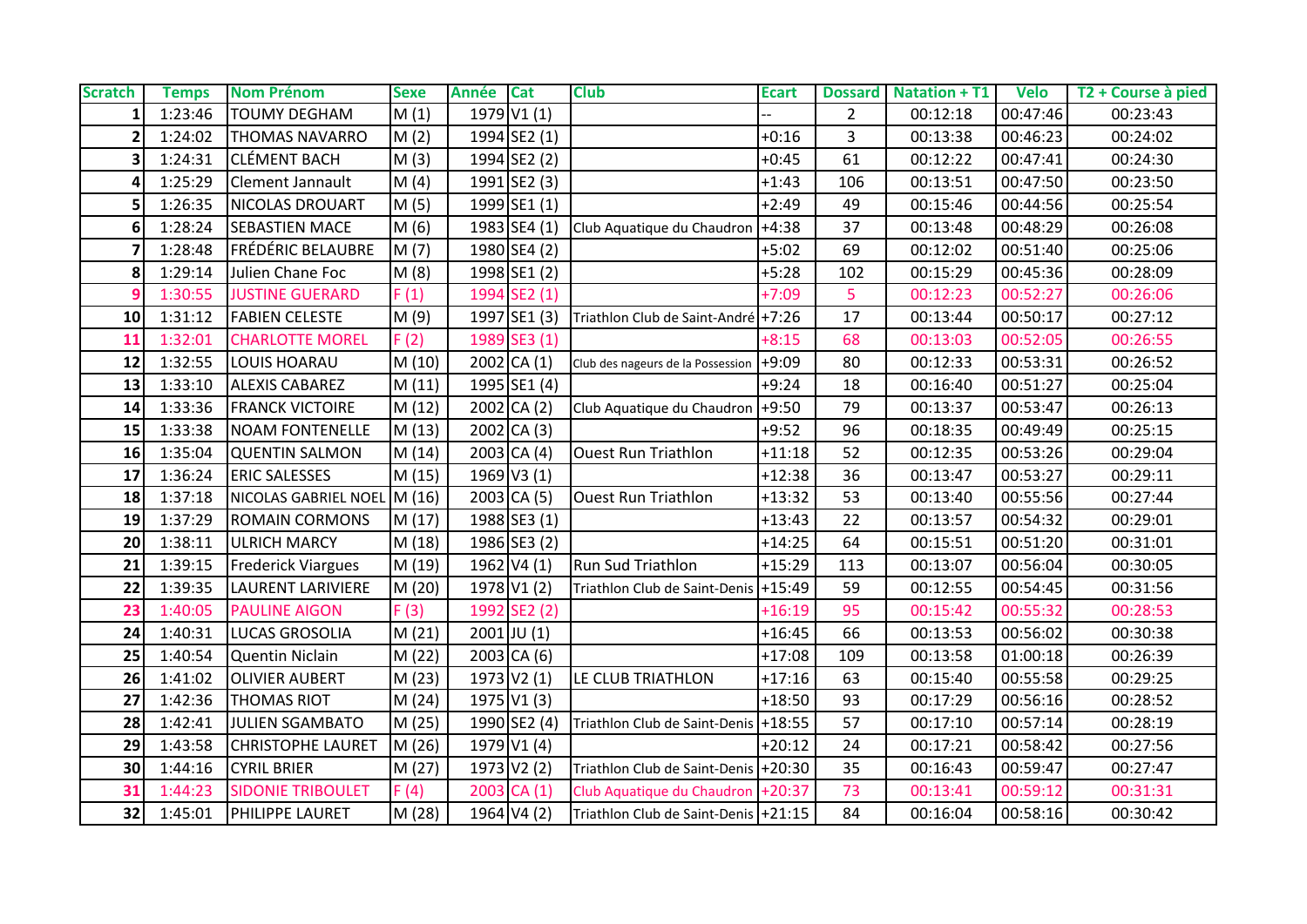| Scratch | Temps | Nom Prénom | Sexe | Année | Cat | Club | Ecart | Dossard | Natation + T1 | Velo | T2 + Course à pied |
|---|---|---|---|---|---|---|---|---|---|---|---|
| 1 | 1:23:46 | TOUMY DEGHAM | M (1) | 1979 | V1 (1) | | -- | 2 | 00:12:18 | 00:47:46 | 00:23:43 |
| 2 | 1:24:02 | THOMAS NAVARRO | M (2) | 1994 | SE2 (1) | | +0:16 | 3 | 00:13:38 | 00:46:23 | 00:24:02 |
| 3 | 1:24:31 | CLÉMENT BACH | M (3) | 1994 | SE2 (2) | | +0:45 | 61 | 00:12:22 | 00:47:41 | 00:24:30 |
| 4 | 1:25:29 | Clement Jannault | M (4) | 1991 | SE2 (3) | | +1:43 | 106 | 00:13:51 | 00:47:50 | 00:23:50 |
| 5 | 1:26:35 | NICOLAS DROUART | M (5) | 1999 | SE1 (1) | | +2:49 | 49 | 00:15:46 | 00:44:56 | 00:25:54 |
| 6 | 1:28:24 | SEBASTIEN MACE | M (6) | 1983 | SE4 (1) | Club Aquatique du Chaudron | +4:38 | 37 | 00:13:48 | 00:48:29 | 00:26:08 |
| 7 | 1:28:48 | FRÉDÉRIC BELAUBRE | M (7) | 1980 | SE4 (2) | | +5:02 | 69 | 00:12:02 | 00:51:40 | 00:25:06 |
| 8 | 1:29:14 | Julien Chane Foc | M (8) | 1998 | SE1 (2) | | +5:28 | 102 | 00:15:29 | 00:45:36 | 00:28:09 |
| 9 | 1:30:55 | JUSTINE GUERARD | F (1) | 1994 | SE2 (1) | | +7:09 | 5 | 00:12:23 | 00:52:27 | 00:26:06 |
| 10 | 1:31:12 | FABIEN CELESTE | M (9) | 1997 | SE1 (3) | Triathlon Club de Saint-André | +7:26 | 17 | 00:13:44 | 00:50:17 | 00:27:12 |
| 11 | 1:32:01 | CHARLOTTE MOREL | F (2) | 1989 | SE3 (1) | | +8:15 | 68 | 00:13:03 | 00:52:05 | 00:26:55 |
| 12 | 1:32:55 | LOUIS HOARAU | M (10) | 2002 | CA (1) | Club des nageurs de la Possession | +9:09 | 80 | 00:12:33 | 00:53:31 | 00:26:52 |
| 13 | 1:33:10 | ALEXIS CABAREZ | M (11) | 1995 | SE1 (4) | | +9:24 | 18 | 00:16:40 | 00:51:27 | 00:25:04 |
| 14 | 1:33:36 | FRANCK VICTOIRE | M (12) | 2002 | CA (2) | Club Aquatique du Chaudron | +9:50 | 79 | 00:13:37 | 00:53:47 | 00:26:13 |
| 15 | 1:33:38 | NOAM FONTENELLE | M (13) | 2002 | CA (3) | | +9:52 | 96 | 00:18:35 | 00:49:49 | 00:25:15 |
| 16 | 1:35:04 | QUENTIN SALMON | M (14) | 2003 | CA (4) | Ouest Run Triathlon | +11:18 | 52 | 00:12:35 | 00:53:26 | 00:29:04 |
| 17 | 1:36:24 | ERIC SALESSES | M (15) | 1969 | V3 (1) | | +12:38 | 36 | 00:13:47 | 00:53:27 | 00:29:11 |
| 18 | 1:37:18 | NICOLAS GABRIEL NOEL | M (16) | 2003 | CA (5) | Ouest Run Triathlon | +13:32 | 53 | 00:13:40 | 00:55:56 | 00:27:44 |
| 19 | 1:37:29 | ROMAIN CORMONS | M (17) | 1988 | SE3 (1) | | +13:43 | 22 | 00:13:57 | 00:54:32 | 00:29:01 |
| 20 | 1:38:11 | ULRICH MARCY | M (18) | 1986 | SE3 (2) | | +14:25 | 64 | 00:15:51 | 00:51:20 | 00:31:01 |
| 21 | 1:39:15 | Frederick Viargues | M (19) | 1962 | V4 (1) | Run Sud Triathlon | +15:29 | 113 | 00:13:07 | 00:56:04 | 00:30:05 |
| 22 | 1:39:35 | LAURENT LARIVIERE | M (20) | 1978 | V1 (2) | Triathlon Club de Saint-Denis | +15:49 | 59 | 00:12:55 | 00:54:45 | 00:31:56 |
| 23 | 1:40:05 | PAULINE AIGON | F (3) | 1992 | SE2 (2) | | +16:19 | 95 | 00:15:42 | 00:55:32 | 00:28:53 |
| 24 | 1:40:31 | LUCAS GROSOLIA | M (21) | 2001 | JU (1) | | +16:45 | 66 | 00:13:53 | 00:56:02 | 00:30:38 |
| 25 | 1:40:54 | Quentin Niclain | M (22) | 2003 | CA (6) | | +17:08 | 109 | 00:13:58 | 01:00:18 | 00:26:39 |
| 26 | 1:41:02 | OLIVIER AUBERT | M (23) | 1973 | V2 (1) | LE CLUB TRIATHLON | +17:16 | 63 | 00:15:40 | 00:55:58 | 00:29:25 |
| 27 | 1:42:36 | THOMAS RIOT | M (24) | 1975 | V1 (3) | | +18:50 | 93 | 00:17:29 | 00:56:16 | 00:28:52 |
| 28 | 1:42:41 | JULIEN SGAMBATO | M (25) | 1990 | SE2 (4) | Triathlon Club de Saint-Denis | +18:55 | 57 | 00:17:10 | 00:57:14 | 00:28:19 |
| 29 | 1:43:58 | CHRISTOPHE LAURET | M (26) | 1979 | V1 (4) | | +20:12 | 24 | 00:17:21 | 00:58:42 | 00:27:56 |
| 30 | 1:44:16 | CYRIL BRIER | M (27) | 1973 | V2 (2) | Triathlon Club de Saint-Denis | +20:30 | 35 | 00:16:43 | 00:59:47 | 00:27:47 |
| 31 | 1:44:23 | SIDONIE TRIBOULET | F (4) | 2003 | CA (1) | Club Aquatique du Chaudron | +20:37 | 73 | 00:13:41 | 00:59:12 | 00:31:31 |
| 32 | 1:45:01 | PHILIPPE LAURET | M (28) | 1964 | V4 (2) | Triathlon Club de Saint-Denis | +21:15 | 84 | 00:16:04 | 00:58:16 | 00:30:42 |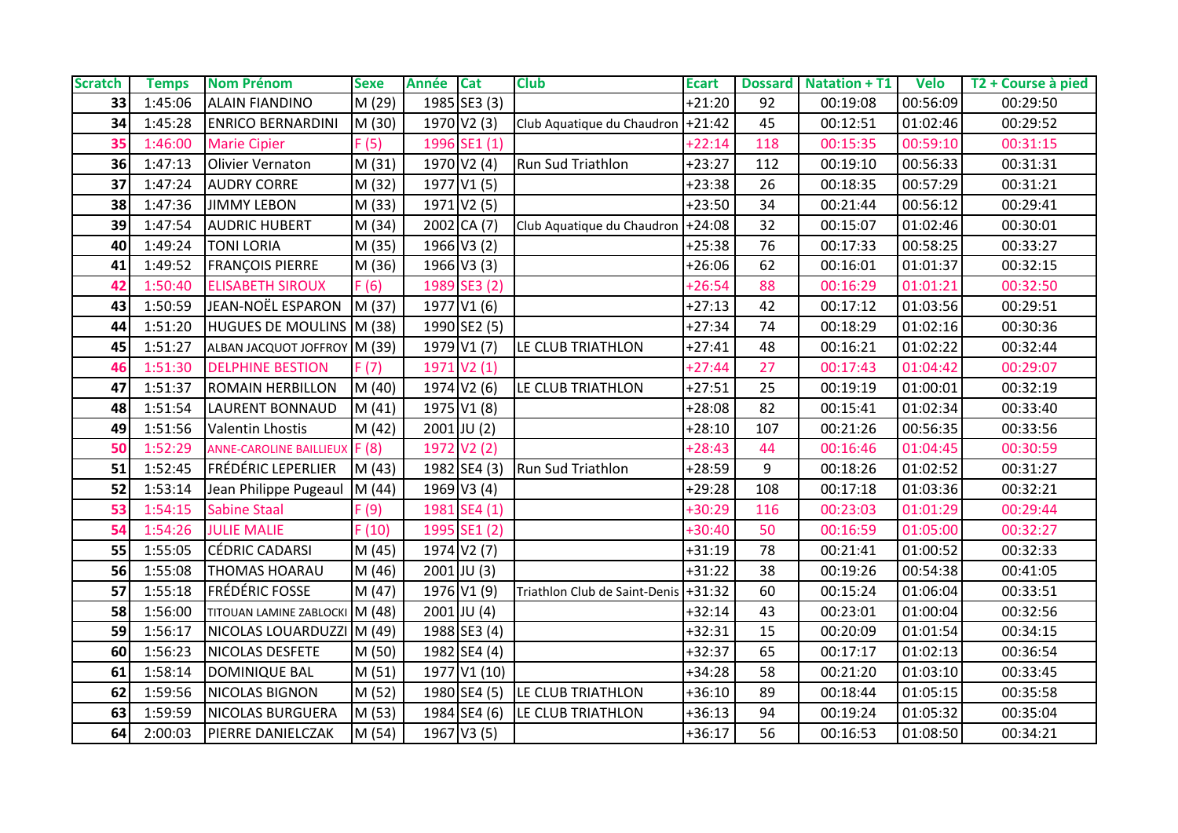| Scratch | Temps | Nom Prénom | Sexe | Année | Cat | Club | Ecart | Dossard | Natation + T1 | Velo | T2 + Course à pied |
|---|---|---|---|---|---|---|---|---|---|---|---|
| 33 | 1:45:06 | ALAIN FIANDINO | M (29) | 1985 | SE3 (3) | | +21:20 | 92 | 00:19:08 | 00:56:09 | 00:29:50 |
| 34 | 1:45:28 | ENRICO BERNARDINI | M (30) | 1970 | V2 (3) | Club Aquatique du Chaudron | +21:42 | 45 | 00:12:51 | 01:02:46 | 00:29:52 |
| 35 | 1:46:00 | Marie Cipier | F (5) | 1996 | SE1 (1) | | +22:14 | 118 | 00:15:35 | 00:59:10 | 00:31:15 |
| 36 | 1:47:13 | Olivier Vernaton | M (31) | 1970 | V2 (4) | Run Sud Triathlon | +23:27 | 112 | 00:19:10 | 00:56:33 | 00:31:31 |
| 37 | 1:47:24 | AUDRY CORRE | M (32) | 1977 | V1 (5) | | +23:38 | 26 | 00:18:35 | 00:57:29 | 00:31:21 |
| 38 | 1:47:36 | JIMMY LEBON | M (33) | 1971 | V2 (5) | | +23:50 | 34 | 00:21:44 | 00:56:12 | 00:29:41 |
| 39 | 1:47:54 | AUDRIC HUBERT | M (34) | 2002 | CA (7) | Club Aquatique du Chaudron | +24:08 | 32 | 00:15:07 | 01:02:46 | 00:30:01 |
| 40 | 1:49:24 | TONI LORIA | M (35) | 1966 | V3 (2) | | +25:38 | 76 | 00:17:33 | 00:58:25 | 00:33:27 |
| 41 | 1:49:52 | FRANÇOIS PIERRE | M (36) | 1966 | V3 (3) | | +26:06 | 62 | 00:16:01 | 01:01:37 | 00:32:15 |
| 42 | 1:50:40 | ELISABETH SIROUX | F (6) | 1989 | SE3 (2) | | +26:54 | 88 | 00:16:29 | 01:01:21 | 00:32:50 |
| 43 | 1:50:59 | JEAN-NOËL ESPARON | M (37) | 1977 | V1 (6) | | +27:13 | 42 | 00:17:12 | 01:03:56 | 00:29:51 |
| 44 | 1:51:20 | HUGUES DE MOULINS | M (38) | 1990 | SE2 (5) | | +27:34 | 74 | 00:18:29 | 01:02:16 | 00:30:36 |
| 45 | 1:51:27 | ALBAN JACQUOT JOFFROY | M (39) | 1979 | V1 (7) | LE CLUB TRIATHLON | +27:41 | 48 | 00:16:21 | 01:02:22 | 00:32:44 |
| 46 | 1:51:30 | DELPHINE BESTION | F (7) | 1971 | V2 (1) | | +27:44 | 27 | 00:17:43 | 01:04:42 | 00:29:07 |
| 47 | 1:51:37 | ROMAIN HERBILLON | M (40) | 1974 | V2 (6) | LE CLUB TRIATHLON | +27:51 | 25 | 00:19:19 | 01:00:01 | 00:32:19 |
| 48 | 1:51:54 | LAURENT BONNAUD | M (41) | 1975 | V1 (8) | | +28:08 | 82 | 00:15:41 | 01:02:34 | 00:33:40 |
| 49 | 1:51:56 | Valentin Lhostis | M (42) | 2001 | JU (2) | | +28:10 | 107 | 00:21:26 | 00:56:35 | 00:33:56 |
| 50 | 1:52:29 | ANNE-CAROLINE BAILLIEUX | F (8) | 1972 | V2 (2) | | +28:43 | 44 | 00:16:46 | 01:04:45 | 00:30:59 |
| 51 | 1:52:45 | FRÉDÉRIC LEPERLIER | M (43) | 1982 | SE4 (3) | Run Sud Triathlon | +28:59 | 9 | 00:18:26 | 01:02:52 | 00:31:27 |
| 52 | 1:53:14 | Jean Philippe Pugeaul | M (44) | 1969 | V3 (4) | | +29:28 | 108 | 00:17:18 | 01:03:36 | 00:32:21 |
| 53 | 1:54:15 | Sabine Staal | F (9) | 1981 | SE4 (1) | | +30:29 | 116 | 00:23:03 | 01:01:29 | 00:29:44 |
| 54 | 1:54:26 | JULIE MALIE | F (10) | 1995 | SE1 (2) | | +30:40 | 50 | 00:16:59 | 01:05:00 | 00:32:27 |
| 55 | 1:55:05 | CÉDRIC CADARSI | M (45) | 1974 | V2 (7) | | +31:19 | 78 | 00:21:41 | 01:00:52 | 00:32:33 |
| 56 | 1:55:08 | THOMAS HOARAU | M (46) | 2001 | JU (3) | | +31:22 | 38 | 00:19:26 | 00:54:38 | 00:41:05 |
| 57 | 1:55:18 | FRÉDÉRIC FOSSE | M (47) | 1976 | V1 (9) | Triathlon Club de Saint-Denis | +31:32 | 60 | 00:15:24 | 01:06:04 | 00:33:51 |
| 58 | 1:56:00 | TITOUAN LAMINE ZABLOCKI | M (48) | 2001 | JU (4) | | +32:14 | 43 | 00:23:01 | 01:00:04 | 00:32:56 |
| 59 | 1:56:17 | NICOLAS LOUARDUZZI | M (49) | 1988 | SE3 (4) | | +32:31 | 15 | 00:20:09 | 01:01:54 | 00:34:15 |
| 60 | 1:56:23 | NICOLAS DESFETE | M (50) | 1982 | SE4 (4) | | +32:37 | 65 | 00:17:17 | 01:02:13 | 00:36:54 |
| 61 | 1:58:14 | DOMINIQUE BAL | M (51) | 1977 | V1 (10) | | +34:28 | 58 | 00:21:20 | 01:03:10 | 00:33:45 |
| 62 | 1:59:56 | NICOLAS BIGNON | M (52) | 1980 | SE4 (5) | LE CLUB TRIATHLON | +36:10 | 89 | 00:18:44 | 01:05:15 | 00:35:58 |
| 63 | 1:59:59 | NICOLAS BURGUERA | M (53) | 1984 | SE4 (6) | LE CLUB TRIATHLON | +36:13 | 94 | 00:19:24 | 01:05:32 | 00:35:04 |
| 64 | 2:00:03 | PIERRE DANIELCZAK | M (54) | 1967 | V3 (5) | | +36:17 | 56 | 00:16:53 | 01:08:50 | 00:34:21 |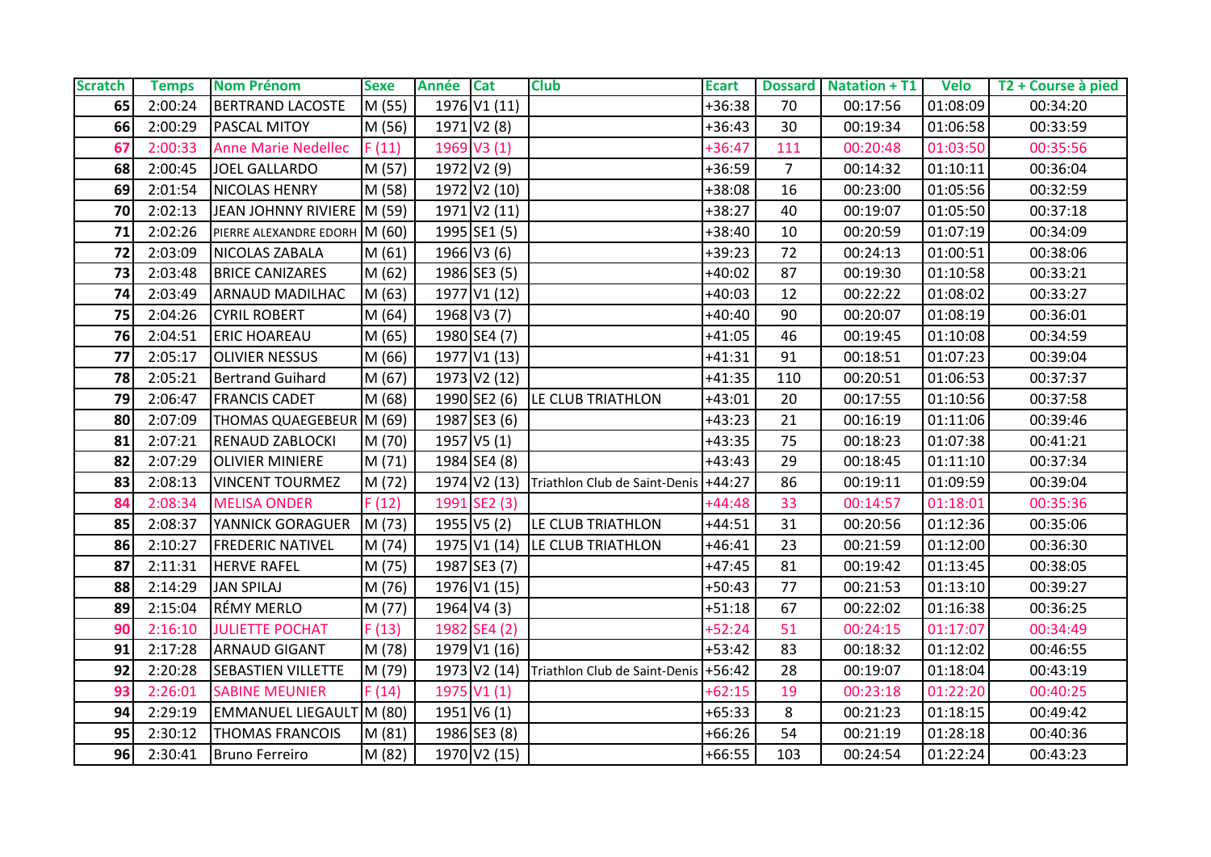| Scratch | Temps | Nom Prénom | Sexe | Année | Cat | Club | Ecart | Dossard | Natation + T1 | Velo | T2 + Course à pied |
|---|---|---|---|---|---|---|---|---|---|---|---|
| 65 | 2:00:24 | BERTRAND LACOSTE | M (55) | 1976 | V1 (11) | | +36:38 | 70 | 00:17:56 | 01:08:09 | 00:34:20 |
| 66 | 2:00:29 | PASCAL MITOY | M (56) | 1971 | V2 (8) | | +36:43 | 30 | 00:19:34 | 01:06:58 | 00:33:59 |
| 67 | 2:00:33 | Anne Marie Nedellec | F (11) | 1969 | V3 (1) | | +36:47 | 111 | 00:20:48 | 01:03:50 | 00:35:56 |
| 68 | 2:00:45 | JOEL GALLARDO | M (57) | 1972 | V2 (9) | | +36:59 | 7 | 00:14:32 | 01:10:11 | 00:36:04 |
| 69 | 2:01:54 | NICOLAS HENRY | M (58) | 1972 | V2 (10) | | +38:08 | 16 | 00:23:00 | 01:05:56 | 00:32:59 |
| 70 | 2:02:13 | JEAN JOHNNY RIVIERE | M (59) | 1971 | V2 (11) | | +38:27 | 40 | 00:19:07 | 01:05:50 | 00:37:18 |
| 71 | 2:02:26 | PIERRE ALEXANDRE EDORH | M (60) | 1995 | SE1 (5) | | +38:40 | 10 | 00:20:59 | 01:07:19 | 00:34:09 |
| 72 | 2:03:09 | NICOLAS ZABALA | M (61) | 1966 | V3 (6) | | +39:23 | 72 | 00:24:13 | 01:00:51 | 00:38:06 |
| 73 | 2:03:48 | BRICE CANIZARES | M (62) | 1986 | SE3 (5) | | +40:02 | 87 | 00:19:30 | 01:10:58 | 00:33:21 |
| 74 | 2:03:49 | ARNAUD MADILHAC | M (63) | 1977 | V1 (12) | | +40:03 | 12 | 00:22:22 | 01:08:02 | 00:33:27 |
| 75 | 2:04:26 | CYRIL ROBERT | M (64) | 1968 | V3 (7) | | +40:40 | 90 | 00:20:07 | 01:08:19 | 00:36:01 |
| 76 | 2:04:51 | ERIC HOAREAU | M (65) | 1980 | SE4 (7) | | +41:05 | 46 | 00:19:45 | 01:10:08 | 00:34:59 |
| 77 | 2:05:17 | OLIVIER NESSUS | M (66) | 1977 | V1 (13) | | +41:31 | 91 | 00:18:51 | 01:07:23 | 00:39:04 |
| 78 | 2:05:21 | Bertrand Guihard | M (67) | 1973 | V2 (12) | | +41:35 | 110 | 00:20:51 | 01:06:53 | 00:37:37 |
| 79 | 2:06:47 | FRANCIS CADET | M (68) | 1990 | SE2 (6) | LE CLUB TRIATHLON | +43:01 | 20 | 00:17:55 | 01:10:56 | 00:37:58 |
| 80 | 2:07:09 | THOMAS QUAEGEBEUR | M (69) | 1987 | SE3 (6) | | +43:23 | 21 | 00:16:19 | 01:11:06 | 00:39:46 |
| 81 | 2:07:21 | RENAUD ZABLOCKI | M (70) | 1957 | V5 (1) | | +43:35 | 75 | 00:18:23 | 01:07:38 | 00:41:21 |
| 82 | 2:07:29 | OLIVIER MINIERE | M (71) | 1984 | SE4 (8) | | +43:43 | 29 | 00:18:45 | 01:11:10 | 00:37:34 |
| 83 | 2:08:13 | VINCENT TOURMEZ | M (72) | 1974 | V2 (13) | Triathlon Club de Saint-Denis | +44:27 | 86 | 00:19:11 | 01:09:59 | 00:39:04 |
| 84 | 2:08:34 | MELISA ONDER | F (12) | 1991 | SE2 (3) | | +44:48 | 33 | 00:14:57 | 01:18:01 | 00:35:36 |
| 85 | 2:08:37 | YANNICK GORAGUER | M (73) | 1955 | V5 (2) | LE CLUB TRIATHLON | +44:51 | 31 | 00:20:56 | 01:12:36 | 00:35:06 |
| 86 | 2:10:27 | FREDERIC NATIVEL | M (74) | 1975 | V1 (14) | LE CLUB TRIATHLON | +46:41 | 23 | 00:21:59 | 01:12:00 | 00:36:30 |
| 87 | 2:11:31 | HERVE RAFEL | M (75) | 1987 | SE3 (7) | | +47:45 | 81 | 00:19:42 | 01:13:45 | 00:38:05 |
| 88 | 2:14:29 | JAN SPILAJ | M (76) | 1976 | V1 (15) | | +50:43 | 77 | 00:21:53 | 01:13:10 | 00:39:27 |
| 89 | 2:15:04 | RÉMY MERLO | M (77) | 1964 | V4 (3) | | +51:18 | 67 | 00:22:02 | 01:16:38 | 00:36:25 |
| 90 | 2:16:10 | JULIETTE POCHAT | F (13) | 1982 | SE4 (2) | | +52:24 | 51 | 00:24:15 | 01:17:07 | 00:34:49 |
| 91 | 2:17:28 | ARNAUD GIGANT | M (78) | 1979 | V1 (16) | | +53:42 | 83 | 00:18:32 | 01:12:02 | 00:46:55 |
| 92 | 2:20:28 | SEBASTIEN VILLETTE | M (79) | 1973 | V2 (14) | Triathlon Club de Saint-Denis | +56:42 | 28 | 00:19:07 | 01:18:04 | 00:43:19 |
| 93 | 2:26:01 | SABINE MEUNIER | F (14) | 1975 | V1 (1) | | +62:15 | 19 | 00:23:18 | 01:22:20 | 00:40:25 |
| 94 | 2:29:19 | EMMANUEL LIEGAULT | M (80) | 1951 | V6 (1) | | +65:33 | 8 | 00:21:23 | 01:18:15 | 00:49:42 |
| 95 | 2:30:12 | THOMAS FRANCOIS | M (81) | 1986 | SE3 (8) | | +66:26 | 54 | 00:21:19 | 01:28:18 | 00:40:36 |
| 96 | 2:30:41 | Bruno Ferreiro | M (82) | 1970 | V2 (15) | | +66:55 | 103 | 00:24:54 | 01:22:24 | 00:43:23 |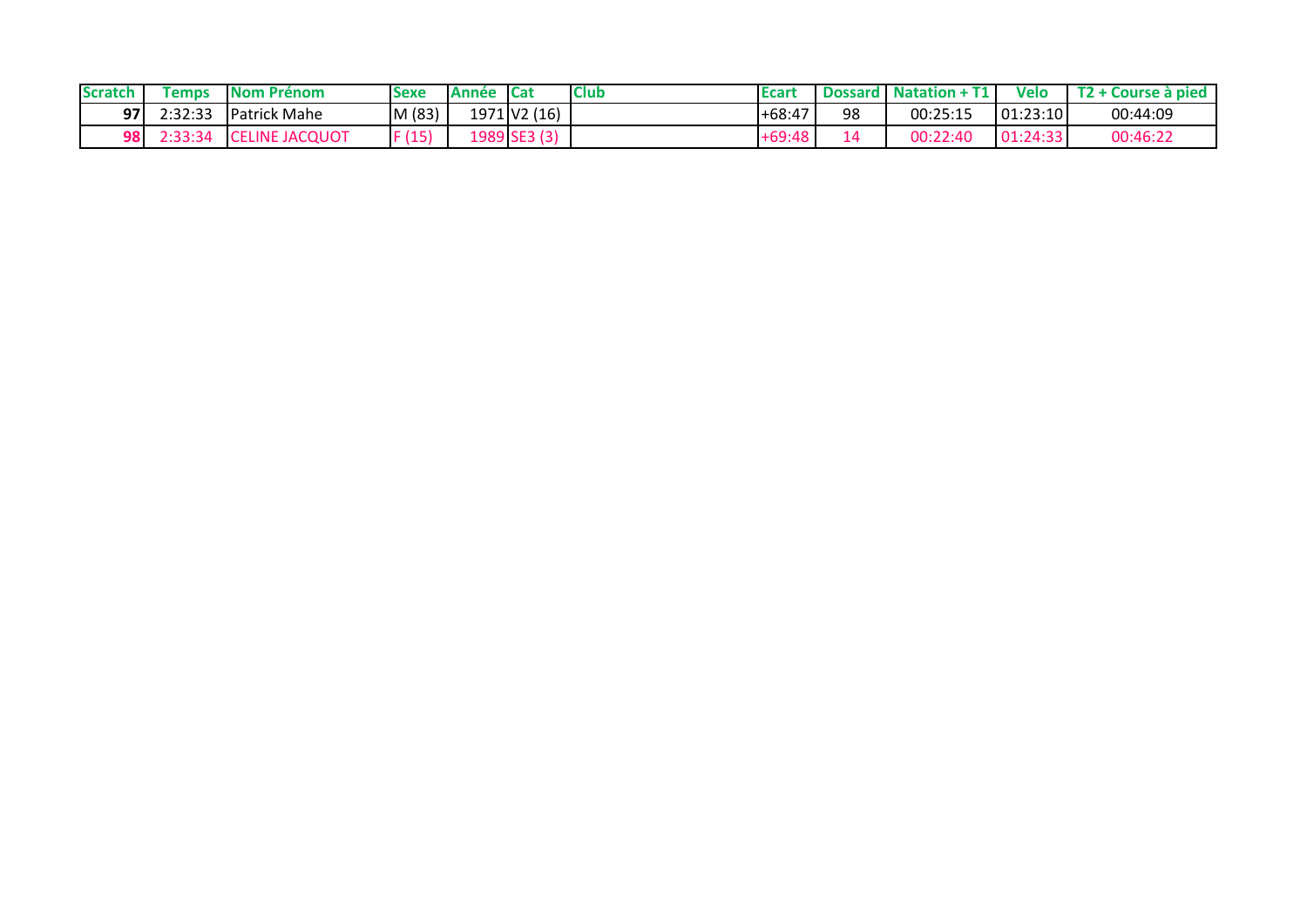| Scratch | Temps | Nom Prénom | Sexe | Année | Cat | Club | Ecart | Dossard | Natation + T1 | Velo | T2 + Course à pied |
|---|---|---|---|---|---|---|---|---|---|---|---|
| **97** | 2:32:33 | Patrick Mahe | M (83) | 1971 | V2 (16) | | +68:47 | 98 | 00:25:15 | 01:23:10 | 00:44:09 |
| **98** | 2:33:34 | CELINE JACQUOT | F (15) | 1989 | SE3 (3) | | +69:48 | 14 | 00:22:40 | 01:24:33 | 00:46:22 |